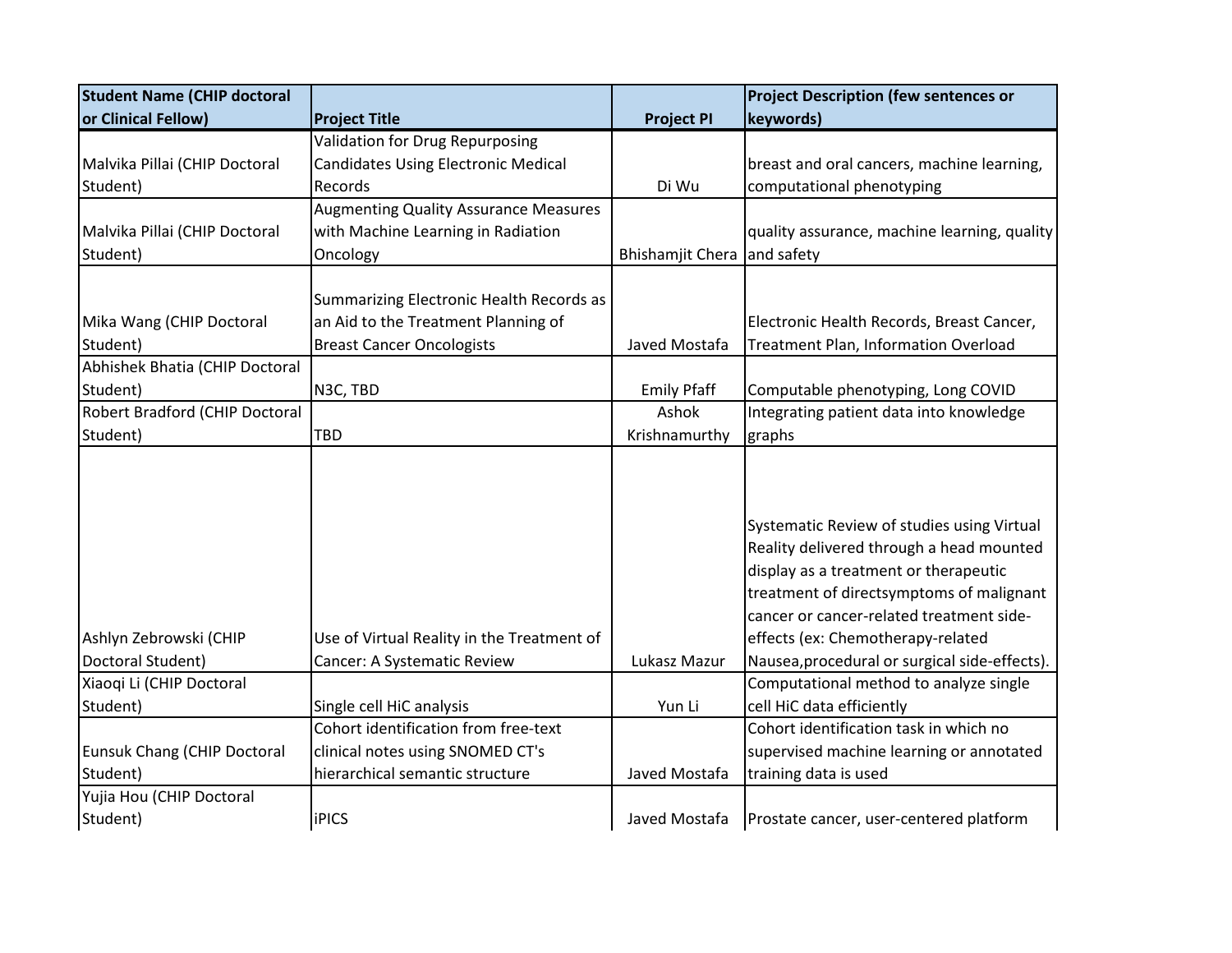| Student Name (CHIP doctoral or Clinical Fellow) | Project Title | Project PI | Project Description (few sentences or keywords) |
|---|---|---|---|
| Malvika Pillai (CHIP Doctoral Student) | Validation for Drug Repurposing Candidates Using Electronic Medical Records | Di Wu | breast and oral cancers, machine learning, computational phenotyping |
| Malvika Pillai (CHIP Doctoral Student) | Augmenting Quality Assurance Measures with Machine Learning in Radiation Oncology | Bhishamjit Chera | quality assurance, machine learning, quality and safety |
| Mika Wang (CHIP Doctoral Student) | Summarizing Electronic Health Records as an Aid to the Treatment Planning of Breast Cancer Oncologists | Javed Mostafa | Electronic Health Records, Breast Cancer, Treatment Plan, Information Overload |
| Abhishek Bhatia (CHIP Doctoral Student) | N3C, TBD | Emily Pfaff | Computable phenotyping, Long COVID |
| Robert Bradford (CHIP Doctoral Student) | TBD | Ashok Krishnamurthy | Integrating patient data into knowledge graphs |
| Ashlyn Zebrowski (CHIP Doctoral Student) | Use of Virtual Reality in the Treatment of Cancer: A Systematic Review | Lukasz Mazur | Systematic Review of studies using Virtual Reality delivered through a head mounted display as a treatment or therapeutic treatment of directsymptoms of malignant cancer or cancer-related treatment side-effects (ex: Chemotherapy-related Nausea,procedural or surgical side-effects). |
| Xiaoqi Li (CHIP Doctoral Student) | Single cell HiC analysis | Yun Li | Computational method to analyze single cell HiC data efficiently |
| Eunsuk Chang (CHIP Doctoral Student) | Cohort identification from free-text clinical notes using SNOMED CT's hierarchical semantic structure | Javed Mostafa | Cohort identification task in which no supervised machine learning or annotated training data is used |
| Yujia Hou (CHIP Doctoral Student) | iPICS | Javed Mostafa | Prostate cancer, user-centered platform |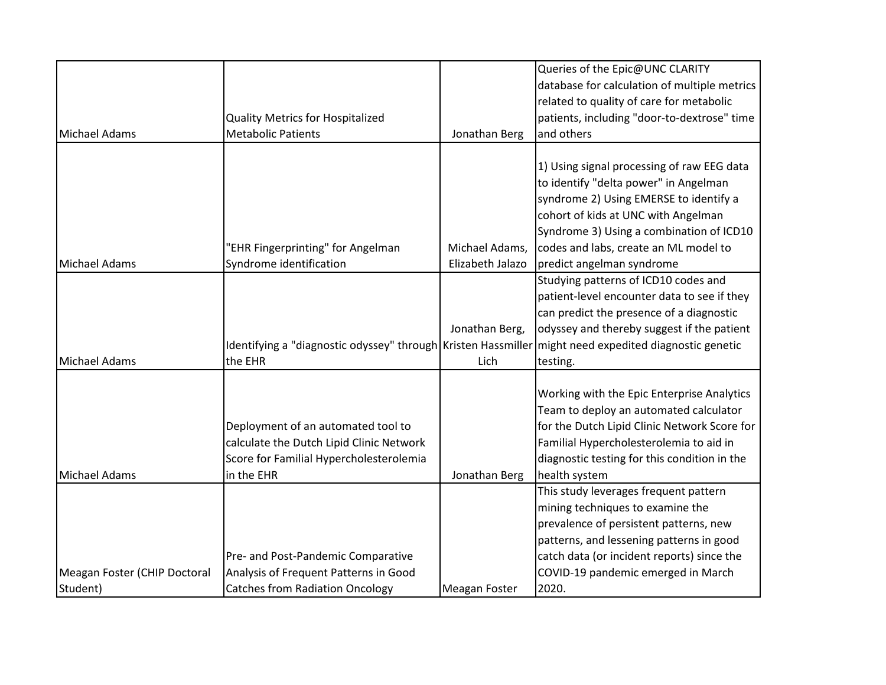| | | | |
|---|---|---|---|
| Michael Adams | Quality Metrics for Hospitalized Metabolic Patients | Jonathan Berg | Queries of the Epic@UNC CLARITY database for calculation of multiple metrics related to quality of care for metabolic patients, including "door-to-dextrose" time and others |
| Michael Adams | "EHR Fingerprinting" for Angelman Syndrome identification | Michael Adams, Elizabeth Jalazo | 1) Using signal processing of raw EEG data to identify "delta power" in Angelman syndrome 2) Using EMERSE to identify a cohort of kids at UNC with Angelman Syndrome 3) Using a combination of ICD10 codes and labs, create an ML model to predict angelman syndrome |
| Michael Adams | Identifying a "diagnostic odyssey" through the EHR | Jonathan Berg, Kristen Hassmiller Lich | Studying patterns of ICD10 codes and patient-level encounter data to see if they can predict the presence of a diagnostic odyssey and thereby suggest if the patient might need expedited diagnostic genetic testing. |
| Michael Adams | Deployment of an automated tool to calculate the Dutch Lipid Clinic Network Score for Familial Hypercholesterolemia in the EHR | Jonathan Berg | Working with the Epic Enterprise Analytics Team to deploy an automated calculator for the Dutch Lipid Clinic Network Score for Familial Hypercholesterolemia to aid in diagnostic testing for this condition in the health system |
| Meagan Foster (CHIP Doctoral Student) | Pre- and Post-Pandemic Comparative Analysis of Frequent Patterns in Good Catches from Radiation Oncology | Meagan Foster | This study leverages frequent pattern mining techniques to examine the prevalence of persistent patterns, new patterns, and lessening patterns in good catch data (or incident reports) since the COVID-19 pandemic emerged in March 2020. |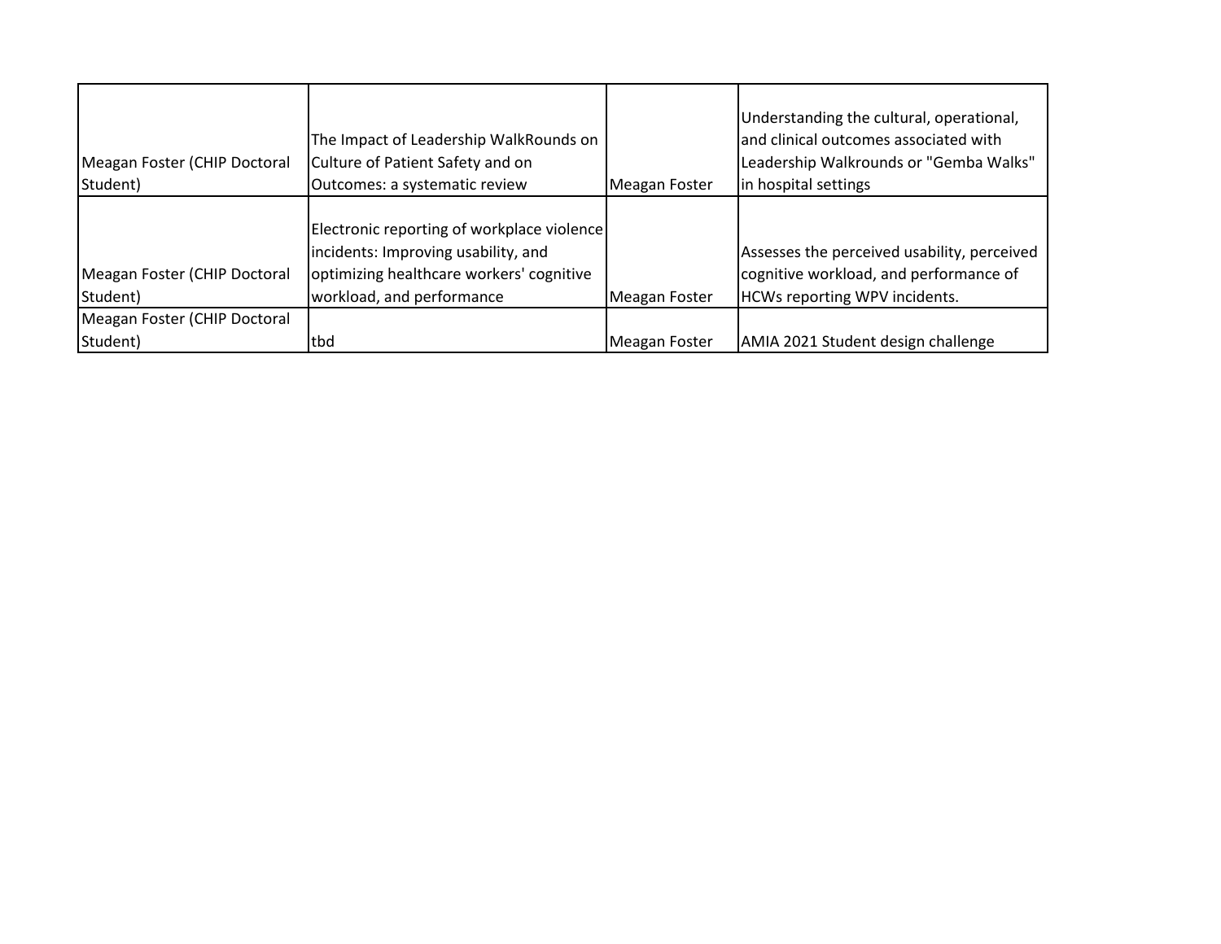| | | | |
|---|---|---|---|
| Meagan Foster (CHIP Doctoral Student) | The Impact of Leadership WalkRounds on Culture of Patient Safety and on Outcomes: a systematic review | Meagan Foster | Understanding the cultural, operational, and clinical outcomes associated with Leadership Walkrounds or "Gemba Walks" in hospital settings |
| Meagan Foster (CHIP Doctoral Student) | Electronic reporting of workplace violence incidents: Improving usability, and optimizing healthcare workers' cognitive workload, and performance | Meagan Foster | Assesses the perceived usability, perceived cognitive workload, and performance of HCWs reporting WPV incidents. |
| Meagan Foster (CHIP Doctoral Student) | tbd | Meagan Foster | AMIA 2021 Student design challenge |